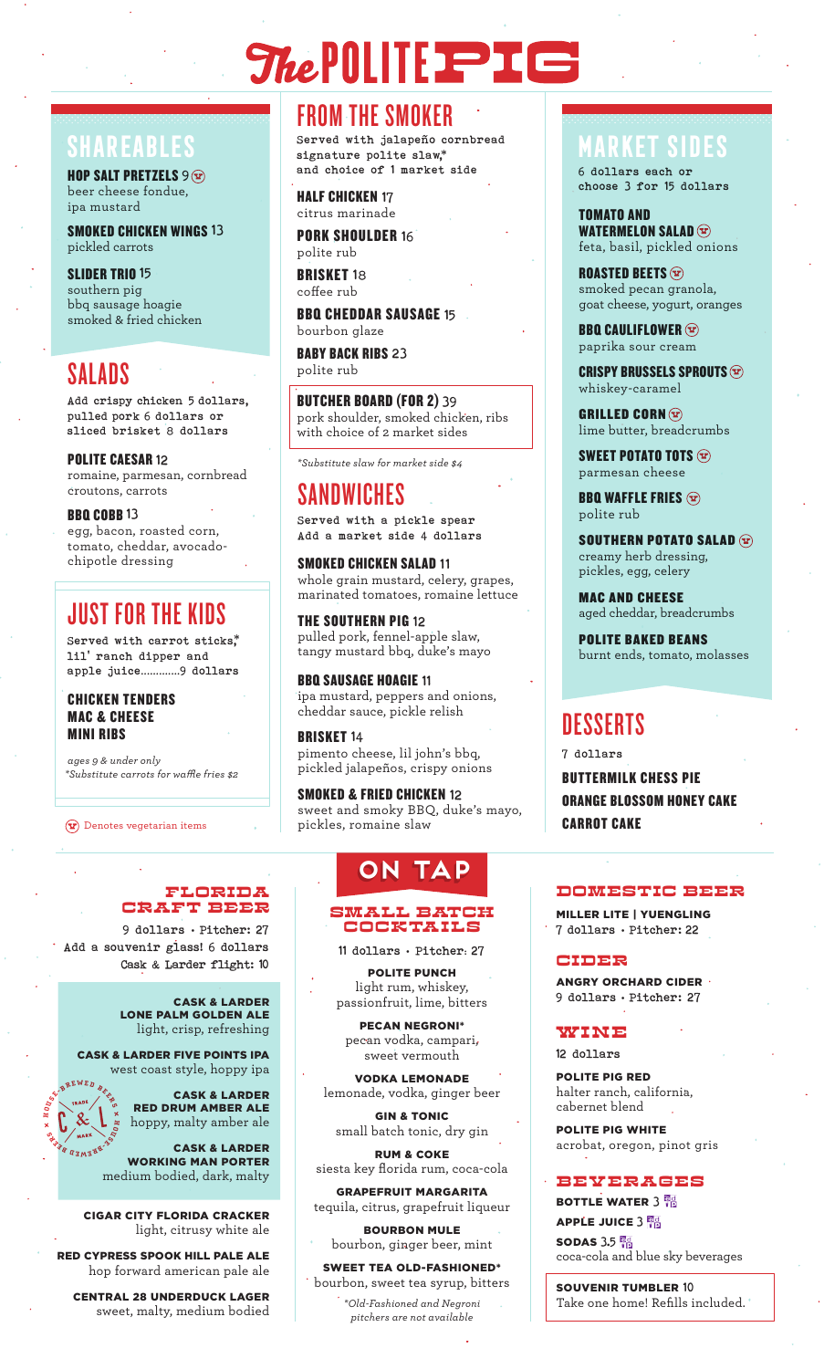# The POLITE PIG

## SHAREABLES

**HOP SALT PRETZELS** 9 (V)
beer cheese fondue, ipa mustard

**SMOKED CHICKEN WINGS** 13
pickled carrots

**SLIDER TRIO** 15
southern pig
bbq sausage hoagie
smoked & fried chicken

## SALADS

Add crispy chicken 5 dollars, pulled pork 6 dollars or sliced brisket 8 dollars

**POLITE CAESAR** 12
romaine, parmesan, cornbread croutons, carrots

**BBQ COBB** 13
egg, bacon, roasted corn, tomato, cheddar, avocado-chipotle dressing

## JUST FOR THE KIDS

Served with carrot sticks,* lil' ranch dipper and apple juice.............9 dollars

**CHICKEN TENDERS**
**MAC & CHEESE**
**MINI RIBS**

*ages 9 & under only*
*\*Substitute carrots for waffle fries $2*

(V) Denotes vegetarian items

## FROM THE SMOKER

Served with jalapeño cornbread signature polite slaw,* and choice of 1 market side

**HALF CHICKEN** 17
citrus marinade

**PORK SHOULDER** 16
polite rub

**BRISKET** 18
coffee rub

**BBQ CHEDDAR SAUSAGE** 15
bourbon glaze

**BABY BACK RIBS** 23
polite rub

**BUTCHER BOARD (FOR 2)** 39
pork shoulder, smoked chicken, ribs with choice of 2 market sides

*\*Substitute slaw for market side $4*

## SANDWICHES

Served with a pickle spear
Add a market side 4 dollars

**SMOKED CHICKEN SALAD** 11
whole grain mustard, celery, grapes, marinated tomatoes, romaine lettuce

**THE SOUTHERN PIG** 12
pulled pork, fennel-apple slaw, tangy mustard bbq, duke's mayo

**BBQ SAUSAGE HOAGIE** 11
ipa mustard, peppers and onions, cheddar sauce, pickle relish

**BRISKET** 14
pimento cheese, lil john's bbq, pickled jalapeños, crispy onions

**SMOKED & FRIED CHICKEN** 12
sweet and smoky BBQ, duke's mayo, pickles, romaine slaw

## MARKET SIDES

6 dollars each or choose 3 for 15 dollars

**TOMATO AND WATERMELON SALAD** (V)
feta, basil, pickled onions

**ROASTED BEETS** (V)
smoked pecan granola, goat cheese, yogurt, oranges

**BBQ CAULIFLOWER** (V)
paprika sour cream

**CRISPY BRUSSELS SPROUTS** (V)
whiskey-caramel

**GRILLED CORN** (V)
lime butter, breadcrumbs

**SWEET POTATO TOTS** (V)
parmesan cheese

**BBQ WAFFLE FRIES** (V)
polite rub

**SOUTHERN POTATO SALAD** (V)
creamy herb dressing, pickles, egg, celery

**MAC AND CHEESE**
aged cheddar, breadcrumbs

**POLITE BAKED BEANS**
burnt ends, tomato, molasses

## DESSERTS

7 dollars

**BUTTERMILK CHESS PIE**
**ORANGE BLOSSOM HONEY CAKE**
**CARROT CAKE**

# ON TAP

## FLORIDA CRAFT BEER

9 dollars • Pitcher: 27
Add a souvenir glass! 6 dollars
Cask & Larder flight: 10

**CASK & LARDER LONE PALM GOLDEN ALE**
light, crisp, refreshing

**CASK & LARDER FIVE POINTS IPA**
west coast style, hoppy ipa

**CASK & LARDER RED DRUM AMBER ALE**
hoppy, malty amber ale

**CASK & LARDER WORKING MAN PORTER**
medium bodied, dark, malty

**CIGAR CITY FLORIDA CRACKER**
light, citrusy white ale

**RED CYPRESS SPOOK HILL PALE ALE**
hop forward american pale ale

**CENTRAL 28 UNDERDUCK LAGER**
sweet, malty, medium bodied

## SMALL BATCH COCKTAILS

11 dollars • Pitcher: 27

**POLITE PUNCH**
light rum, whiskey, passionfruit, lime, bitters

**PECAN NEGRONI***
pecan vodka, campari, sweet vermouth

**VODKA LEMONADE**
lemonade, vodka, ginger beer

**GIN & TONIC**
small batch tonic, dry gin

**RUM & COKE**
siesta key florida rum, coca-cola

**GRAPEFRUIT MARGARITA**
tequila, citrus, grapefruit liqueur

**BOURBON MULE**
bourbon, ginger beer, mint

**SWEET TEA OLD-FASHIONED***
bourbon, sweet tea syrup, bitters

*\*Old-Fashioned and Negroni pitchers are not available*

## DOMESTIC BEER

**MILLER LITE | YUENGLING**
7 dollars • Pitcher: 22

## CIDER

**ANGRY ORCHARD CIDER**
9 dollars • Pitcher: 27

## WINE

12 dollars

**POLITE PIG RED**
halter ranch, california, cabernet blend

**POLITE PIG WHITE**
acrobat, oregon, pinot gris

## BEVERAGES

**BOTTLE WATER** 3
**APPLE JUICE** 3
**SODAS** 3.5
coca-cola and blue sky beverages

**SOUVENIR TUMBLER** 10
Take one home! Refills included.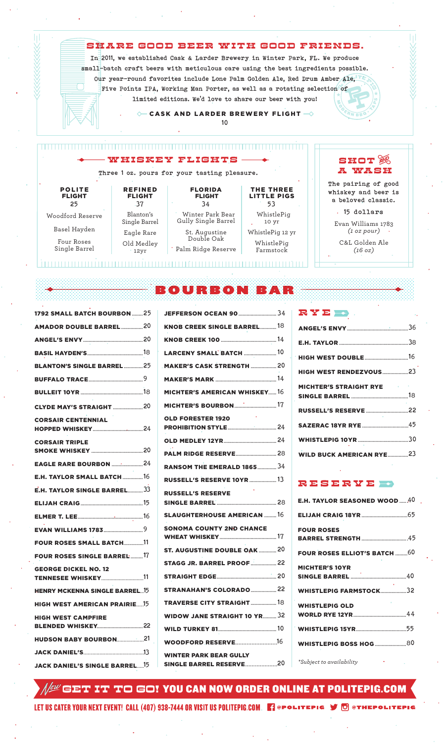## SHARE GOOD BEER WITH GOOD FRIENDS.

In 2011, we established Cask & Larder Brewery in Winter Park, FL. We produce small-batch craft beers with meticulous care using the best ingredients possible. Our year-round favorites include Lone Palm Golden Ale, Red Drum Amber Ale, Five Points IPA, Working Man Porter, as well as a rotating selection of limited editions. We'd love to share our beer with you!

**CASK AND LARDER BREWERY FLIGHT**
10

## WHISKEY FLIGHTS

Three 1 oz. pours for your tasting pleasure.

**POLITE FLIGHT** 25
- Woodford Reserve
- Basel Hayden
- Four Roses Single Barrel

**REFINED FLIGHT** 37
- Blanton's Single Barrel
- Eagle Rare
- Old Medley 12yr

**FLORIDA FLIGHT** 34
- Winter Park Bear Gully Single Barrel
- St. Augustine Double Oak
- Palm Ridge Reserve

**THE THREE LITTLE PIGS** 53
- WhistlePig 10 yr
- WhistlePig 12 yr
- WhistlePig Farmstock

## SHOT AND A WASH

The pairing of good whiskey and beer is a beloved classic.

15 dollars

Evan Williams 1783 *(1 oz pour)*

C&L Golden Ale *(16 oz)*

## BOURBON BAR

| | |
|---|---|
| 1792 SMALL BATCH BOURBON | 25 |
| AMADOR DOUBLE BARREL | 20 |
| ANGEL'S ENVY | 20 |
| BASIL HAYDEN'S | 18 |
| BLANTON'S SINGLE BARREL | 25 |
| BUFFALO TRACE | 9 |
| BULLEIT 10YR | 18 |
| CLYDE MAY'S STRAIGHT | 20 |
| CORSAIR CENTENNIAL HOPPED WHISKEY | 24 |
| CORSAIR TRIPLE SMOKE WHISKEY | 20 |
| EAGLE RARE BOURBON | 24 |
| E.H. TAYLOR SMALL BATCH | 16 |
| E.H. TAYLOR SINGLE BARREL | 33 |
| ELIJAH CRAIG | 15 |
| ELMER T. LEE | 16 |
| EVAN WILLIAMS 1783 | 9 |
| FOUR ROSES SMALL BATCH | 11 |
| FOUR ROSES SINGLE BARREL | 17 |
| GEORGE DICKEL NO. 12 TENNESEE WHISKEY | 11 |
| HENRY MCKENNA SINGLE BARREL | 15 |
| HIGH WEST AMERICAN PRAIRIE | 15 |
| HIGH WEST CAMPFIRE BLENDED WHISKEY | 22 |
| HUDSON BABY BOURBON | 21 |
| JACK DANIEL'S | 13 |
| JACK DANIEL'S SINGLE BARREL | 15 |
| JEFFERSON OCEAN 90 | 34 |
| KNOB CREEK SINGLE BARREL | 18 |
| KNOB CREEK 100 | 14 |
| LARCENY SMALL BATCH | 10 |
| MAKER'S CASK STRENGTH | 20 |
| MAKER'S MARK | 14 |
| MICHTER'S AMERICAN WHISKEY | 16 |
| MICHTER'S BOURBON | 17 |
| OLD FORESTER 1920 PROHIBITION STYLE | 24 |
| OLD MEDLEY 12YR | 24 |
| PALM RIDGE RESERVE | 28 |
| RANSOM THE EMERALD 1865 | 34 |
| RUSSELL'S RESERVE 10YR | 13 |
| RUSSELL'S RESERVE SINGLE BARREL | 28 |
| SLAUGHTERHOUSE AMERICAN | 16 |
| SONOMA COUNTY 2ND CHANCE WHEAT WHISKEY | 17 |
| ST. AUGUSTINE DOUBLE OAK | 20 |
| STAGG JR. BARREL PROOF | 22 |
| STRAIGHT EDGE | 20 |
| STRANAHAN'S COLORADO | 22 |
| TRAVERSE CITY STRAIGHT | 18 |
| WIDOW JANE STRAIGHT 10 YR | 32 |
| WILD TURKEY 81 | 10 |
| WOODFORD RESERVE | 16 |
| WINTER PARK BEAR GULLY SINGLE BARREL RESERVE | 20 |

### RYE

| | |
|---|---|
| ANGEL'S ENVY | 36 |
| E.H. TAYLOR | 38 |
| HIGH WEST DOUBLE | 16 |
| HIGH WEST RENDEZVOUS | 23 |
| MICHTER'S STRAIGHT RYE SINGLE BARREL | 18 |
| RUSSELL'S RESERVE | 22 |
| SAZERAC 18YR RYE | 45 |
| WHISTLEPIG 10YR | 30 |
| WILD BUCK AMERICAN RYE | 23 |

### RESERVE

| | |
|---|---|
| E.H. TAYLOR SEASONED WOOD | 40 |
| ELIJAH CRAIG 18YR | 65 |
| FOUR ROSES BARREL STRENGTH | 45 |
| FOUR ROSES ELLIOT'S BATCH | 60 |
| MICHTER'S 10YR SINGLE BARREL | 40 |
| WHISTLEPIG FARMSTOCK | 32 |
| WHISTLEPIG OLD WORLD RYE 12YR | 44 |
| WHISTLEPIG 15YR | 55 |
| WHISTLEPIG BOSS HOG | 80 |

*\*Subject to availability*

**New GET IT TO GO! YOU CAN NOW ORDER ONLINE AT POLITEPIG.COM**

LET US CATER YOUR NEXT EVENT! CALL (407) 938-7444 OR VISIT US POLITEPIG.COM @POLITEPIG @THEPOLITEPIG